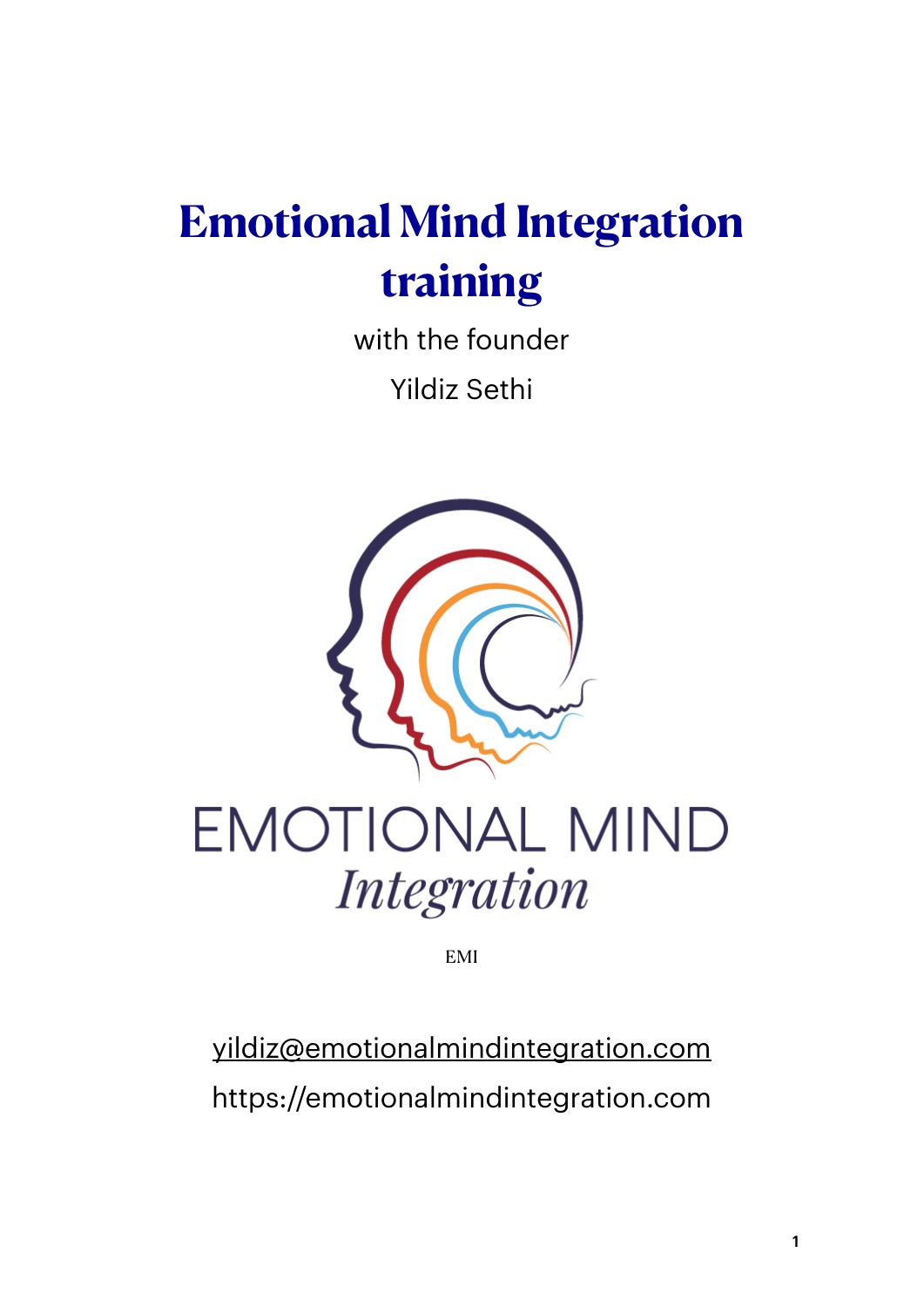# Emotional Mind Integration training

with the founder

Yildiz Sethi

EMOTIONAL MIND

*Integration*

EMI

yildiz@emotionalmindintegration.com

https://emotionalmindintegration.com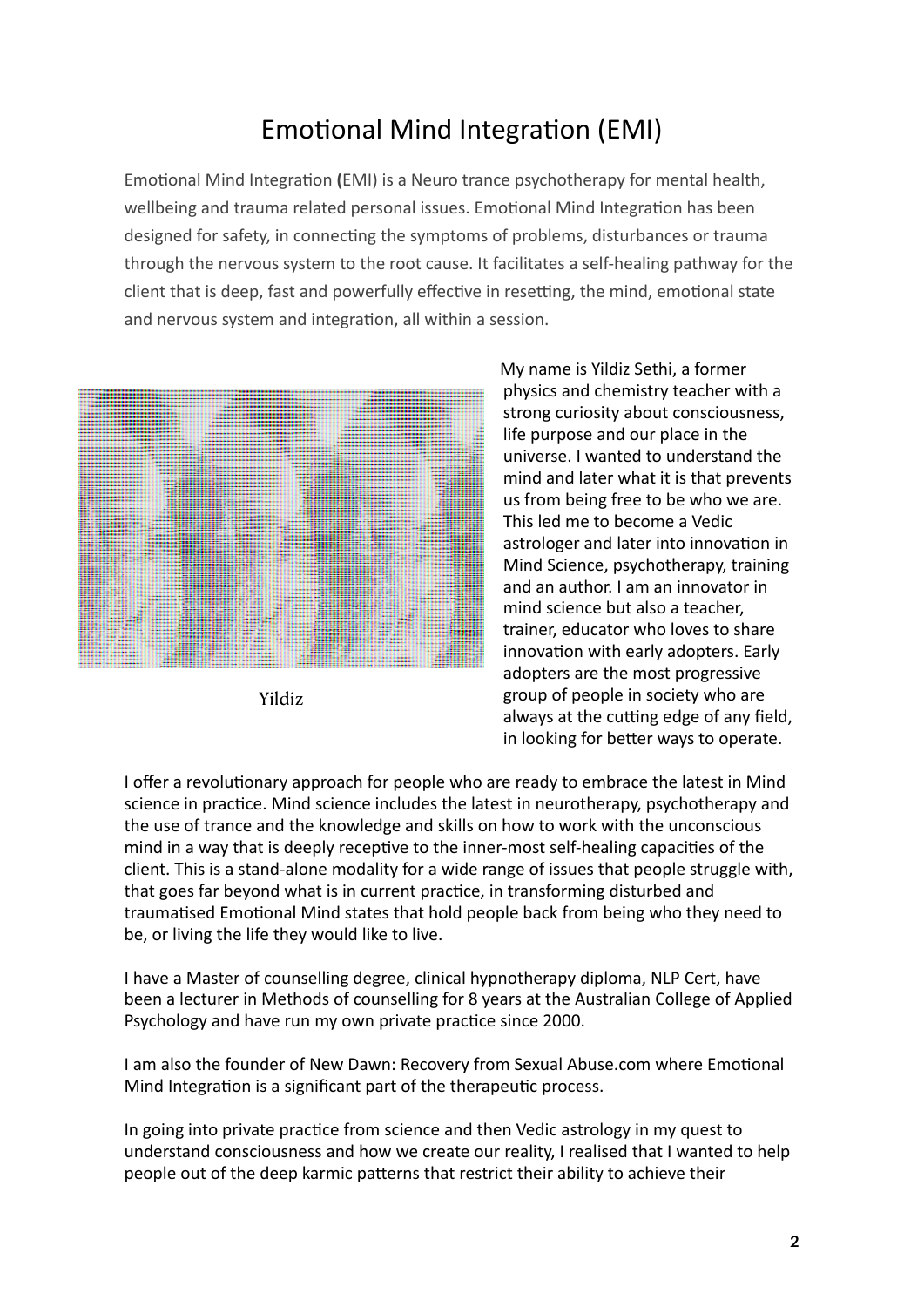# Emotional Mind Integration (EMI)

Emotional Mind Integration (EMI) is a Neuro trance psychotherapy for mental health, wellbeing and trauma related personal issues. Emotional Mind Integration has been designed for safety, in connecting the symptoms of problems, disturbances or trauma through the nervous system to the root cause. It facilitates a self-healing pathway for the client that is deep, fast and powerfully effective in resetting, the mind, emotional state and nervous system and integration, all within a session.

Yildiz

My name is Yildiz Sethi, a former physics and chemistry teacher with a strong curiosity about consciousness, life purpose and our place in the universe. I wanted to understand the mind and later what it is that prevents us from being free to be who we are. This led me to become a Vedic astrologer and later into innovation in Mind Science, psychotherapy, training and an author. I am an innovator in mind science but also a teacher, trainer, educator who loves to share innovation with early adopters. Early adopters are the most progressive group of people in society who are always at the cutting edge of any field, in looking for better ways to operate.

I offer a revolutionary approach for people who are ready to embrace the latest in Mind science in practice. Mind science includes the latest in neurotherapy, psychotherapy and the use of trance and the knowledge and skills on how to work with the unconscious mind in a way that is deeply receptive to the inner-most self-healing capacities of the client. This is a stand-alone modality for a wide range of issues that people struggle with, that goes far beyond what is in current practice, in transforming disturbed and traumatised Emotional Mind states that hold people back from being who they need to be, or living the life they would like to live.

I have a Master of counselling degree, clinical hypnotherapy diploma, NLP Cert, have been a lecturer in Methods of counselling for 8 years at the Australian College of Applied Psychology and have run my own private practice since 2000.

I am also the founder of New Dawn: Recovery from Sexual Abuse.com where Emotional Mind Integration is a significant part of the therapeutic process.

In going into private practice from science and then Vedic astrology in my quest to understand consciousness and how we create our reality, I realised that I wanted to help people out of the deep karmic patterns that restrict their ability to achieve their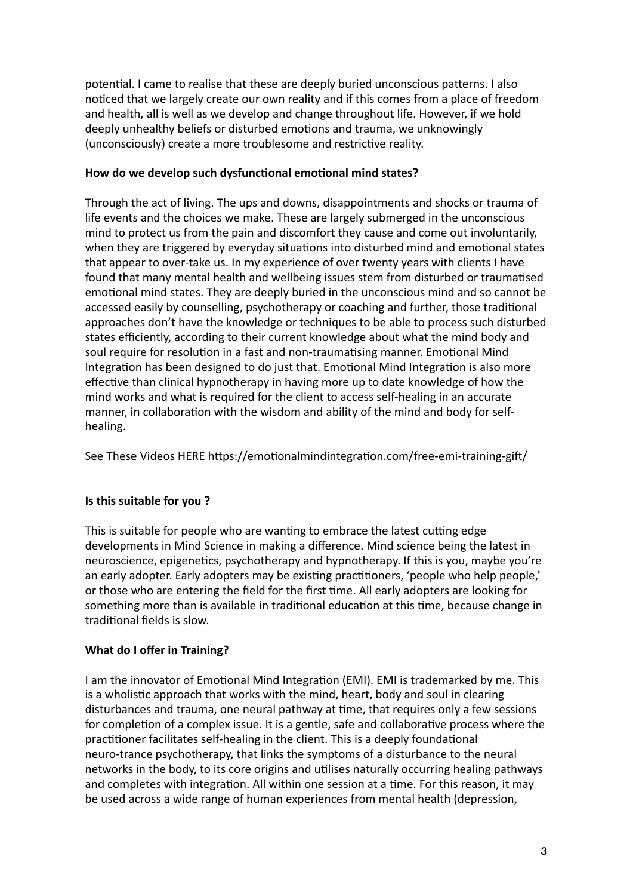potential. I came to realise that these are deeply buried unconscious patterns. I also noticed that we largely create our own reality and if this comes from a place of freedom and health, all is well as we develop and change throughout life. However, if we hold deeply unhealthy beliefs or disturbed emotions and trauma, we unknowingly (unconsciously) create a more troublesome and restrictive reality.

**How do we develop such dysfunctional emotional mind states?**

Through the act of living. The ups and downs, disappointments and shocks or trauma of life events and the choices we make. These are largely submerged in the unconscious mind to protect us from the pain and discomfort they cause and come out involuntarily, when they are triggered by everyday situations into disturbed mind and emotional states that appear to over-take us. In my experience of over twenty years with clients I have found that many mental health and wellbeing issues stem from disturbed or traumatised emotional mind states. They are deeply buried in the unconscious mind and so cannot be accessed easily by counselling, psychotherapy or coaching and further, those traditional approaches don't have the knowledge or techniques to be able to process such disturbed states efficiently, according to their current knowledge about what the mind body and soul require for resolution in a fast and non-traumatising manner. Emotional Mind Integration has been designed to do just that. Emotional Mind Integration is also more effective than clinical hypnotherapy in having more up to date knowledge of how the mind works and what is required for the client to access self-healing in an accurate manner, in collaboration with the wisdom and ability of the mind and body for self-healing.

See These Videos HERE https://emotionalmindintegration.com/free-emi-training-gift/

**Is this suitable for you ?**

This is suitable for people who are wanting to embrace the latest cutting edge developments in Mind Science in making a difference. Mind science being the latest in neuroscience, epigenetics, psychotherapy and hypnotherapy. If this is you, maybe you're an early adopter. Early adopters may be existing practitioners, 'people who help people,' or those who are entering the field for the first time. All early adopters are looking for something more than is available in traditional education at this time, because change in traditional fields is slow.

**What do I offer in Training?**

I am the innovator of Emotional Mind Integration (EMI). EMI is trademarked by me. This is a wholistic approach that works with the mind, heart, body and soul in clearing disturbances and trauma, one neural pathway at time, that requires only a few sessions for completion of a complex issue. It is a gentle, safe and collaborative process where the practitioner facilitates self-healing in the client. This is a deeply foundational neuro-trance psychotherapy, that links the symptoms of a disturbance to the neural networks in the body, to its core origins and utilises naturally occurring healing pathways and completes with integration. All within one session at a time. For this reason, it may be used across a wide range of human experiences from mental health (depression,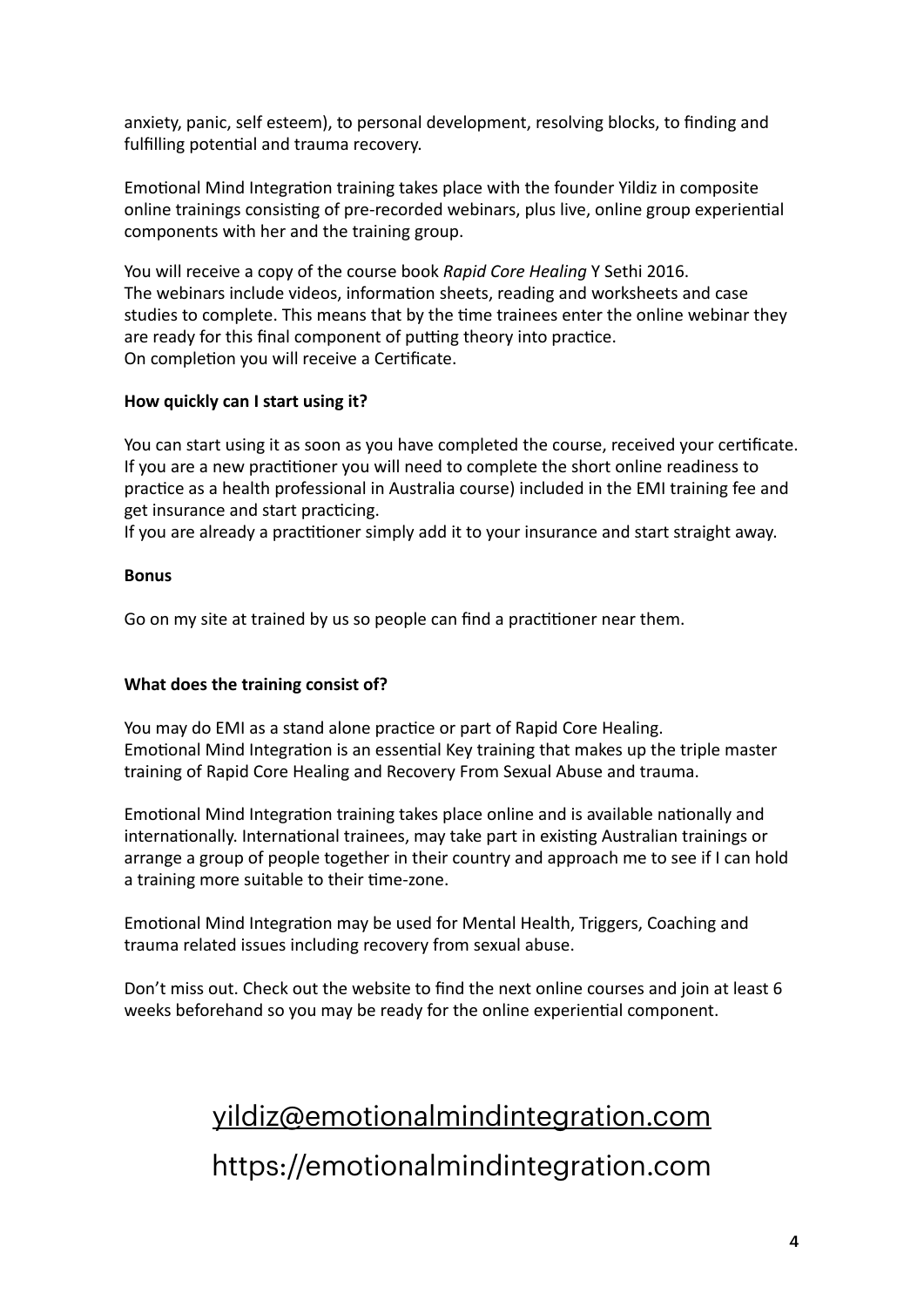anxiety, panic, self esteem), to personal development, resolving blocks, to finding and fulfilling potential and trauma recovery.

Emotional Mind Integration training takes place with the founder Yildiz in composite online trainings consisting of pre-recorded webinars, plus live, online group experiential components with her and the training group.

You will receive a copy of the course book *Rapid Core Healing* Y Sethi 2016.
The webinars include videos, information sheets, reading and worksheets and case studies to complete. This means that by the time trainees enter the online webinar they are ready for this final component of putting theory into practice.
On completion you will receive a Certificate.

**How quickly can I start using it?**

You can start using it as soon as you have completed the course, received your certificate. If you are a new practitioner you will need to complete the short online readiness to practice as a health professional in Australia course) included in the EMI training fee and get insurance and start practicing.
If you are already a practitioner simply add it to your insurance and start straight away.

**Bonus**

Go on my site at trained by us so people can find a practitioner near them.

**What does the training consist of?**

You may do EMI as a stand alone practice or part of Rapid Core Healing.
Emotional Mind Integration is an essential Key training that makes up the triple master training of Rapid Core Healing and Recovery From Sexual Abuse and trauma.

Emotional Mind Integration training takes place online and is available nationally and internationally. International trainees, may take part in existing Australian trainings or arrange a group of people together in their country and approach me to see if I can hold a training more suitable to their time-zone.

Emotional Mind Integration may be used for Mental Health, Triggers, Coaching and trauma related issues including recovery from sexual abuse.

Don't miss out. Check out the website to find the next online courses and join at least 6 weeks beforehand so you may be ready for the online experiential component.

yildiz@emotionalmindintegration.com

https://emotionalmindintegration.com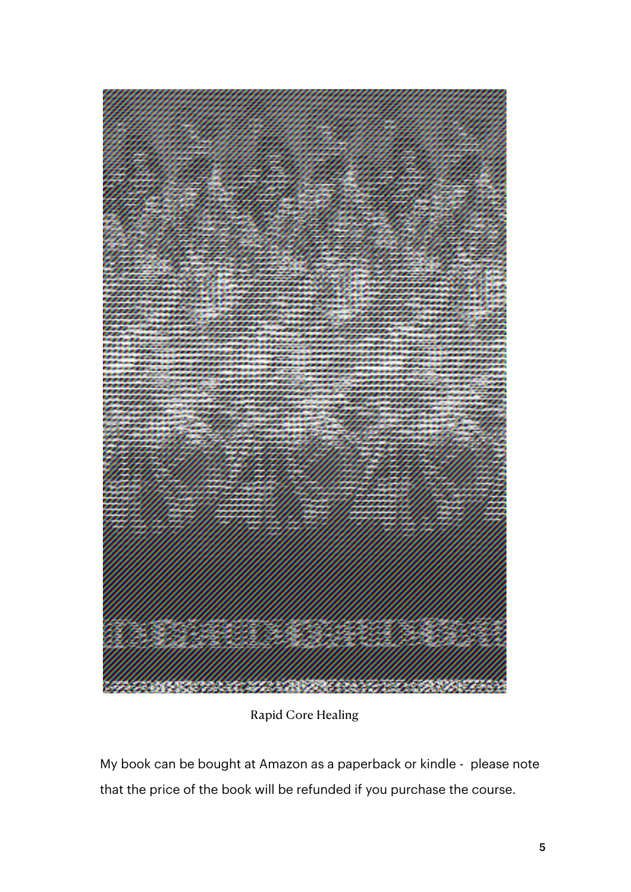Rapid Core Healing

My book can be bought at Amazon as a paperback or kindle - please note that the price of the book will be refunded if you purchase the course.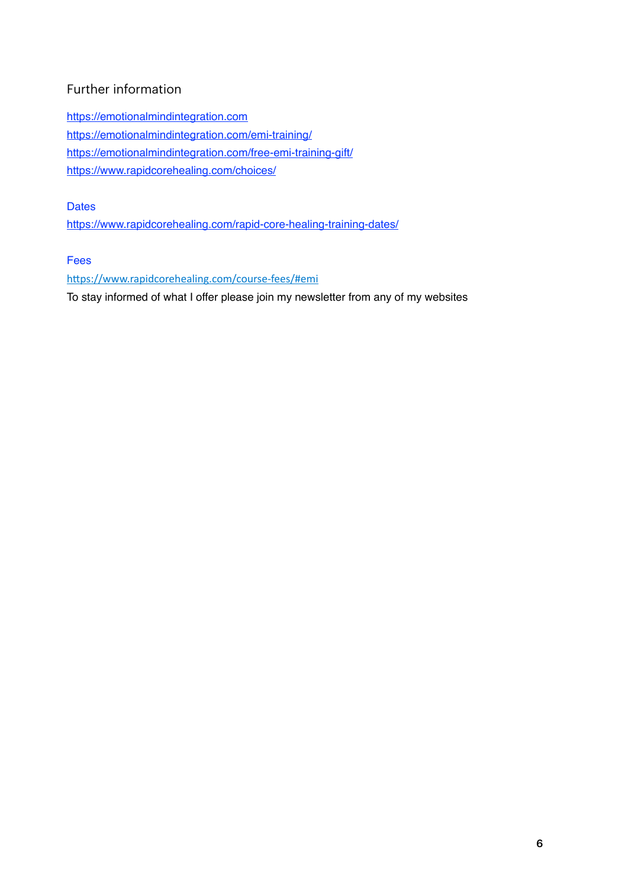## Further information

https://emotionalmindintegration.com
https://emotionalmindintegration.com/emi-training/
https://emotionalmindintegration.com/free-emi-training-gift/
https://www.rapidcorehealing.com/choices/

### Dates

https://www.rapidcorehealing.com/rapid-core-healing-training-dates/

### Fees

https://www.rapidcorehealing.com/course-fees/#emi

To stay informed of what I offer please join my newsletter from any of my websites